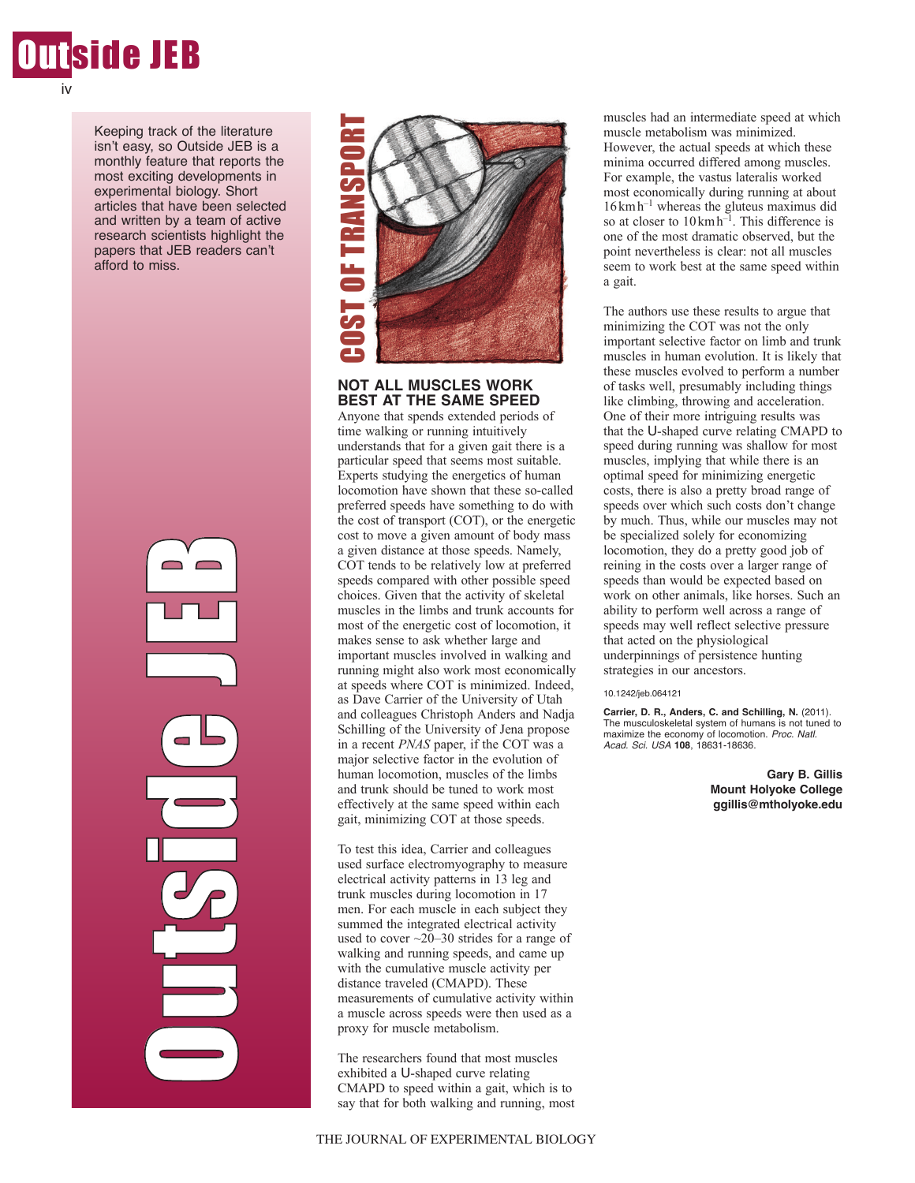# Outside JEB

Keeping track of the literature isn't easy, so Outside JEB is a monthly feature that reports the most exciting developments in experimental biology. Short articles that have been selected and written by a team of active research scientists highlight the papers that JEB readers can't afford to miss.

COST OF TRANSPORT

## NOT ALL MUSCLES WORK BEST AT THE SAME SPEED

Anyone that spends extended periods of time walking or running intuitively understands that for a given gait there is a particular speed that seems most suitable. Experts studying the energetics of human locomotion have shown that these so-called preferred speeds have something to do with the cost of transport (COT), or the energetic cost to move a given amount of body mass a given distance at those speeds. Namely, COT tends to be relatively low at preferred speeds compared with other possible speed choices. Given that the activity of skeletal muscles in the limbs and trunk accounts for most of the energetic cost of locomotion, it makes sense to ask whether large and important muscles involved in walking and running might also work most economically at speeds where COT is minimized. Indeed, as Dave Carrier of the University of Utah and colleagues Christoph Anders and Nadja Schilling of the University of Jena propose in a recent *PNAS* paper, if the COT was a major selective factor in the evolution of human locomotion, muscles of the limbs and trunk should be tuned to work most effectively at the same speed within each gait, minimizing COT at those speeds.

To test this idea, Carrier and colleagues used surface electromyography to measure electrical activity patterns in 13 leg and trunk muscles during locomotion in 17 men. For each muscle in each subject they summed the integrated electrical activity used to cover ~20–30 strides for a range of walking and running speeds, and came up with the cumulative muscle activity per distance traveled (CMAPD). These measurements of cumulative activity within a muscle across speeds were then used as a proxy for muscle metabolism.

The researchers found that most muscles exhibited a U-shaped curve relating CMAPD to speed within a gait, which is to say that for both walking and running, most muscles had an intermediate speed at which muscle metabolism was minimized. However, the actual speeds at which these minima occurred differed among muscles. For example, the vastus lateralis worked most economically during running at about $16\,\mathrm{km\,h^{-1}}$ whereas the gluteus maximus did so at closer to $10\,\mathrm{km\,h^{-1}}$. This difference is one of the most dramatic observed, but the point nevertheless is clear: not all muscles seem to work best at the same speed within a gait.

The authors use these results to argue that minimizing the COT was not the only important selective factor on limb and trunk muscles in human evolution. It is likely that these muscles evolved to perform a number of tasks well, presumably including things like climbing, throwing and acceleration. One of their more intriguing results was that the U-shaped curve relating CMAPD to speed during running was shallow for most muscles, implying that while there is an optimal speed for minimizing energetic costs, there is also a pretty broad range of speeds over which such costs don't change by much. Thus, while our muscles may not be specialized solely for economizing locomotion, they do a pretty good job of reining in the costs over a larger range of speeds than would be expected based on work on other animals, like horses. Such an ability to perform well across a range of speeds may well reflect selective pressure that acted on the physiological underpinnings of persistence hunting strategies in our ancestors.

10.1242/jeb.064121

**Carrier, D. R., Anders, C. and Schilling, N.** (2011). The musculoskeletal system of humans is not tuned to maximize the economy of locomotion. *Proc. Natl. Acad. Sci. USA* **108**, 18631-18636.

**Gary B. Gillis**
**Mount Holyoke College**
**ggillis@mtholyoke.edu**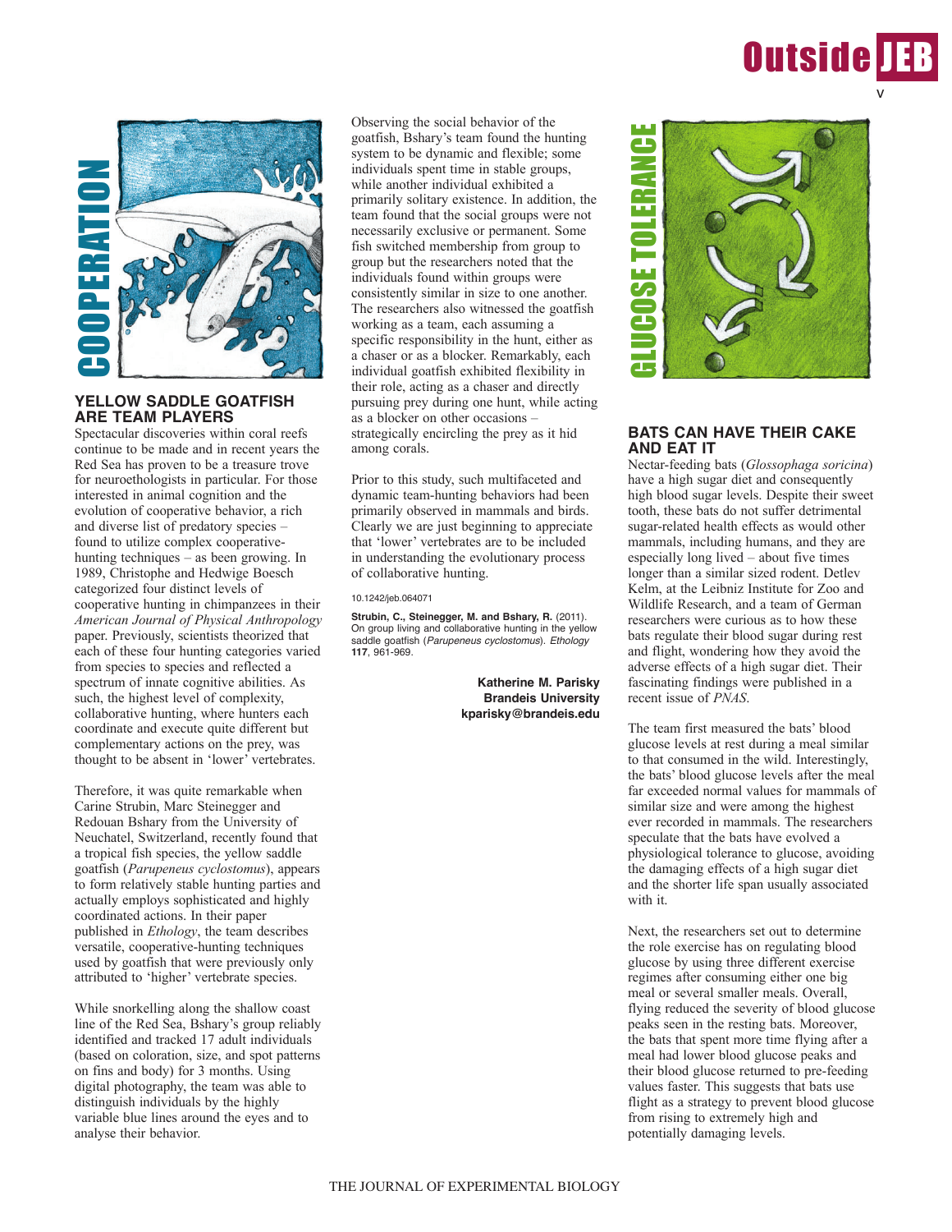## COOPERATION

### YELLOW SADDLE GOATFISH ARE TEAM PLAYERS

Spectacular discoveries within coral reefs continue to be made and in recent years the Red Sea has proven to be a treasure trove for neuroethologists in particular. For those interested in animal cognition and the evolution of cooperative behavior, a rich and diverse list of predatory species – found to utilize complex cooperative-hunting techniques – as been growing. In 1989, Christophe and Hedwige Boesch categorized four distinct levels of cooperative hunting in chimpanzees in their *American Journal of Physical Anthropology* paper. Previously, scientists theorized that each of these four hunting categories varied from species to species and reflected a spectrum of innate cognitive abilities. As such, the highest level of complexity, collaborative hunting, where hunters each coordinate and execute quite different but complementary actions on the prey, was thought to be absent in 'lower' vertebrates.

Therefore, it was quite remarkable when Carine Strubin, Marc Steinegger and Redouan Bshary from the University of Neuchatel, Switzerland, recently found that a tropical fish species, the yellow saddle goatfish (*Parupeneus cyclostomus*), appears to form relatively stable hunting parties and actually employs sophisticated and highly coordinated actions. In their paper published in *Ethology*, the team describes versatile, cooperative-hunting techniques used by goatfish that were previously only attributed to 'higher' vertebrate species.

While snorkelling along the shallow coast line of the Red Sea, Bshary's group reliably identified and tracked 17 adult individuals (based on coloration, size, and spot patterns on fins and body) for 3 months. Using digital photography, the team was able to distinguish individuals by the highly variable blue lines around the eyes and to analyse their behavior.

Observing the social behavior of the goatfish, Bshary's team found the hunting system to be dynamic and flexible; some individuals spent time in stable groups, while another individual exhibited a primarily solitary existence. In addition, the team found that the social groups were not necessarily exclusive or permanent. Some fish switched membership from group to group but the researchers noted that the individuals found within groups were consistently similar in size to one another. The researchers also witnessed the goatfish working as a team, each assuming a specific responsibility in the hunt, either as a chaser or as a blocker. Remarkably, each individual goatfish exhibited flexibility in their role, acting as a chaser and directly pursuing prey during one hunt, while acting as a blocker on other occasions – strategically encircling the prey as it hid among corals.

Prior to this study, such multifaceted and dynamic team-hunting behaviors had been primarily observed in mammals and birds. Clearly we are just beginning to appreciate that 'lower' vertebrates are to be included in understanding the evolutionary process of collaborative hunting.

10.1242/jeb.064071

**Strubin, C., Steinegger, M. and Bshary, R.** (2011). On group living and collaborative hunting in the yellow saddle goatfish (*Parupeneus cyclostomus*). *Ethology* **117**, 961-969.

**Katherine M. Parisky**
**Brandeis University**
**kparisky@brandeis.edu**

## GLUCOSE TOLERANCE

### BATS CAN HAVE THEIR CAKE AND EAT IT

Nectar-feeding bats (*Glossophaga soricina*) have a high sugar diet and consequently high blood sugar levels. Despite their sweet tooth, these bats do not suffer detrimental sugar-related health effects as would other mammals, including humans, and they are especially long lived – about five times longer than a similar sized rodent. Detlev Kelm, at the Leibniz Institute for Zoo and Wildlife Research, and a team of German researchers were curious as to how these bats regulate their blood sugar during rest and flight, wondering how they avoid the adverse effects of a high sugar diet. Their fascinating findings were published in a recent issue of *PNAS*.

The team first measured the bats' blood glucose levels at rest during a meal similar to that consumed in the wild. Interestingly, the bats' blood glucose levels after the meal far exceeded normal values for mammals of similar size and were among the highest ever recorded in mammals. The researchers speculate that the bats have evolved a physiological tolerance to glucose, avoiding the damaging effects of a high sugar diet and the shorter life span usually associated with it.

Next, the researchers set out to determine the role exercise has on regulating blood glucose by using three different exercise regimes after consuming either one big meal or several smaller meals. Overall, flying reduced the severity of blood glucose peaks seen in the resting bats. Moreover, the bats that spent more time flying after a meal had lower blood glucose peaks and their blood glucose returned to pre-feeding values faster. This suggests that bats use flight as a strategy to prevent blood glucose from rising to extremely high and potentially damaging levels.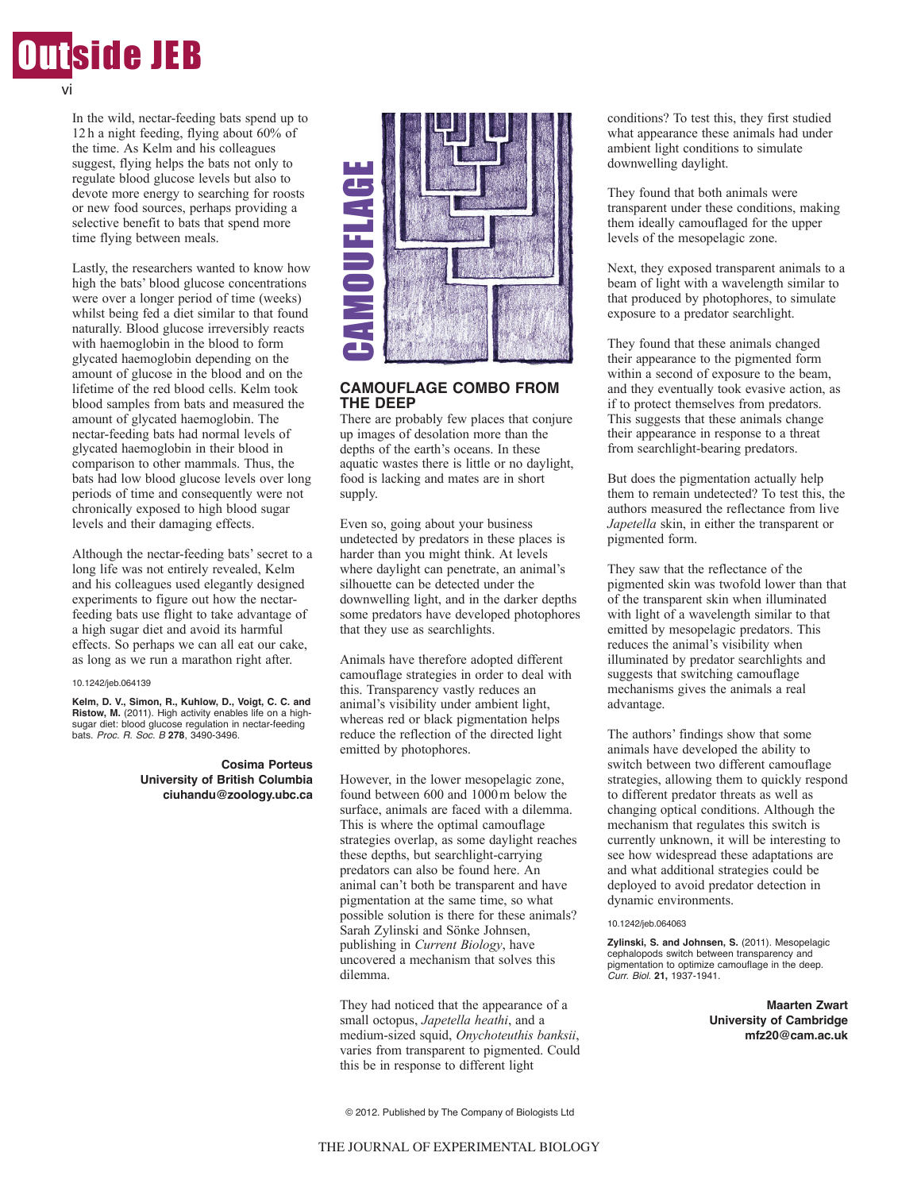In the wild, nectar-feeding bats spend up to 12 h a night feeding, flying about 60% of the time. As Kelm and his colleagues suggest, flying helps the bats not only to regulate blood glucose levels but also to devote more energy to searching for roosts or new food sources, perhaps providing a selective benefit to bats that spend more time flying between meals.

Lastly, the researchers wanted to know how high the bats' blood glucose concentrations were over a longer period of time (weeks) whilst being fed a diet similar to that found naturally. Blood glucose irreversibly reacts with haemoglobin in the blood to form glycated haemoglobin depending on the amount of glucose in the blood and on the lifetime of the red blood cells. Kelm took blood samples from bats and measured the amount of glycated haemoglobin. The nectar-feeding bats had normal levels of glycated haemoglobin in their blood in comparison to other mammals. Thus, the bats had low blood glucose levels over long periods of time and consequently were not chronically exposed to high blood sugar levels and their damaging effects.

Although the nectar-feeding bats' secret to a long life was not entirely revealed, Kelm and his colleagues used elegantly designed experiments to figure out how the nectar-feeding bats use flight to take advantage of a high sugar diet and avoid its harmful effects. So perhaps we can all eat our cake, as long as we run a marathon right after.

10.1242/jeb.064139

**Kelm, D. V., Simon, R., Kuhlow, D., Voigt, C. C. and Ristow, M.** (2011). High activity enables life on a high-sugar diet: blood glucose regulation in nectar-feeding bats. *Proc. R. Soc. B* **278**, 3490-3496.

**Cosima Porteus**
**University of British Columbia**
**ciuhandu@zoology.ubc.ca**

CAMOUFLAGE

## CAMOUFLAGE COMBO FROM THE DEEP

There are probably few places that conjure up images of desolation more than the depths of the earth's oceans. In these aquatic wastes there is little or no daylight, food is lacking and mates are in short supply.

Even so, going about your business undetected by predators in these places is harder than you might think. At levels where daylight can penetrate, an animal's silhouette can be detected under the downwelling light, and in the darker depths some predators have developed photophores that they use as searchlights.

Animals have therefore adopted different camouflage strategies in order to deal with this. Transparency vastly reduces an animal's visibility under ambient light, whereas red or black pigmentation helps reduce the reflection of the directed light emitted by photophores.

However, in the lower mesopelagic zone, found between 600 and 1000 m below the surface, animals are faced with a dilemma. This is where the optimal camouflage strategies overlap, as some daylight reaches these depths, but searchlight-carrying predators can also be found here. An animal can't both be transparent and have pigmentation at the same time, so what possible solution is there for these animals? Sarah Zylinski and Sönke Johnsen, publishing in *Current Biology*, have uncovered a mechanism that solves this dilemma.

They had noticed that the appearance of a small octopus, *Japetella heathi*, and a medium-sized squid, *Onychoteuthis banksii*, varies from transparent to pigmented. Could this be in response to different light conditions? To test this, they first studied what appearance these animals had under ambient light conditions to simulate downwelling daylight.

They found that both animals were transparent under these conditions, making them ideally camouflaged for the upper levels of the mesopelagic zone.

Next, they exposed transparent animals to a beam of light with a wavelength similar to that produced by photophores, to simulate exposure to a predator searchlight.

They found that these animals changed their appearance to the pigmented form within a second of exposure to the beam, and they eventually took evasive action, as if to protect themselves from predators. This suggests that these animals change their appearance in response to a threat from searchlight-bearing predators.

But does the pigmentation actually help them to remain undetected? To test this, the authors measured the reflectance from live *Japetella* skin, in either the transparent or pigmented form.

They saw that the reflectance of the pigmented skin was twofold lower than that of the transparent skin when illuminated with light of a wavelength similar to that emitted by mesopelagic predators. This reduces the animal's visibility when illuminated by predator searchlights and suggests that switching camouflage mechanisms gives the animals a real advantage.

The authors' findings show that some animals have developed the ability to switch between two different camouflage strategies, allowing them to quickly respond to different predator threats as well as changing optical conditions. Although the mechanism that regulates this switch is currently unknown, it will be interesting to see how widespread these adaptations are and what additional strategies could be deployed to avoid predator detection in dynamic environments.

10.1242/jeb.064063

**Zylinski, S. and Johnsen, S.** (2011). Mesopelagic cephalopods switch between transparency and pigmentation to optimize camouflage in the deep. *Curr. Biol.* **21,** 1937-1941.

**Maarten Zwart**
**University of Cambridge**
**mfz20@cam.ac.uk**

© 2012. Published by The Company of Biologists Ltd